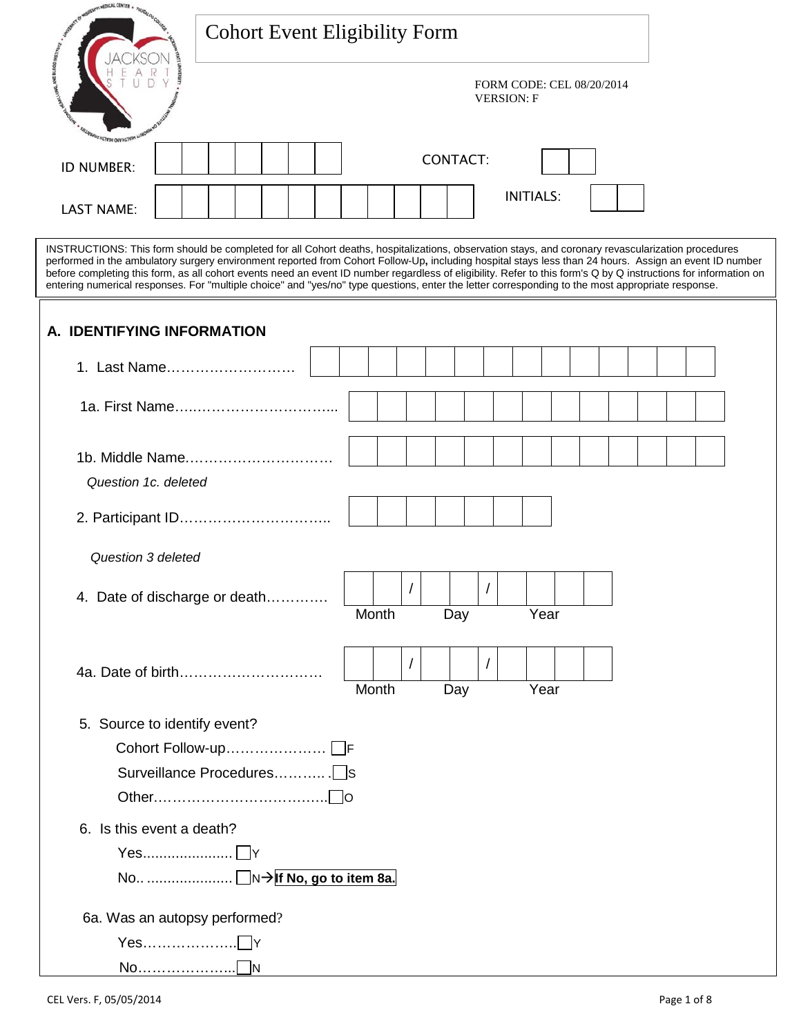# Cohort Event Eligibility Form

FORM CODE: CEL 08/20/2014
VERSION: F

ID NUMBER: ☐☐☐☐☐☐☐ CONTACT: ☐☐

LAST NAME: ☐☐☐☐☐☐☐☐☐☐☐☐ INITIALS: ☐☐

INSTRUCTIONS: This form should be completed for all Cohort deaths, hospitalizations, observation stays, and coronary revascularization procedures performed in the ambulatory surgery environment reported from Cohort Follow-Up**,** including hospital stays less than 24 hours. Assign an event ID number before completing this form, as all cohort events need an event ID number regardless of eligibility. Refer to this form's Q by Q instructions for information on entering numerical responses. For "multiple choice" and "yes/no" type questions, enter the letter corresponding to the most appropriate response.

## A. IDENTIFYING INFORMATION

1. Last Name……………………… ☐☐☐☐☐☐☐☐☐☐☐☐☐☐

1a. First Name…………………………….. ☐☐☐☐☐☐☐☐☐☐☐☐☐

1b. Middle Name…………………………. ☐☐☐☐☐☐☐☐☐☐☐☐☐

*Question 1c. deleted*

2. Participant ID………………………….. ☐☐☐☐☐☐☐

*Question 3 deleted*

4. Date of discharge or death………… ☐☐ / ☐☐ / ☐☐☐☐ (Month / Day / Year)

4a. Date of birth………………………… ☐☐ / ☐☐ / ☐☐☐☐ (Month / Day / Year)

5. Source to identify event?
   - Cohort Follow-up………………… ☐ F
   - Surveillance Procedures……….. ☐ S
   - Other……………………………….. ☐ O

6. Is this event a death?
   - Yes..................... ☐ Y
   - No.. .................... ☐ N → **If No, go to item 8a.**

6a. Was an autopsy performed?
   - Yes……………….. ☐ Y
   - No……………….. ☐ N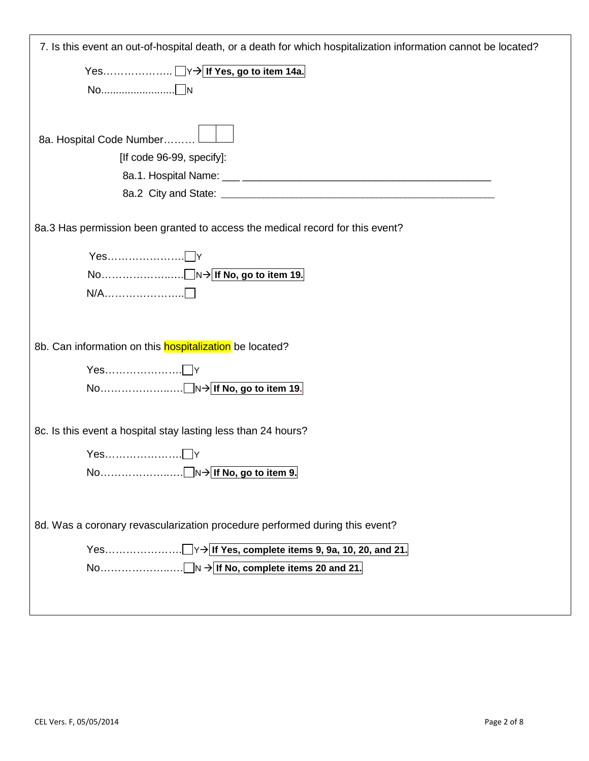7. Is this event an out-of-hospital death, or a death for which hospitalization information cannot be located?

Yes………………. ☐Y→ **If Yes, go to item 14a.**

No......................... ☐N

8a. Hospital Code Number……… ☐☐

[If code 96-99, specify]:

8a.1. Hospital Name: ___ ____________________________________________

8a.2 City and State: ____________________________________________________

8a.3 Has permission been granted to access the medical record for this event?

Yes………………….☐Y

No…………………..☐N→ **If No, go to item 19.**

N/A…………………..☐

8b. Can information on this hospitalization be located?

Yes………………….☐Y

No…………………..☐N→ **If No, go to item 19.**

8c. Is this event a hospital stay lasting less than 24 hours?

Yes………………….☐Y

No…………………..☐N→ **If No, go to item 9.**

8d. Was a coronary revascularization procedure performed during this event?

Yes………………….☐Y→ **If Yes, complete items 9, 9a, 10, 20, and 21.**

No…………………..☐N → **If No, complete items 20 and 21.**

CEL Vers. F, 05/05/2014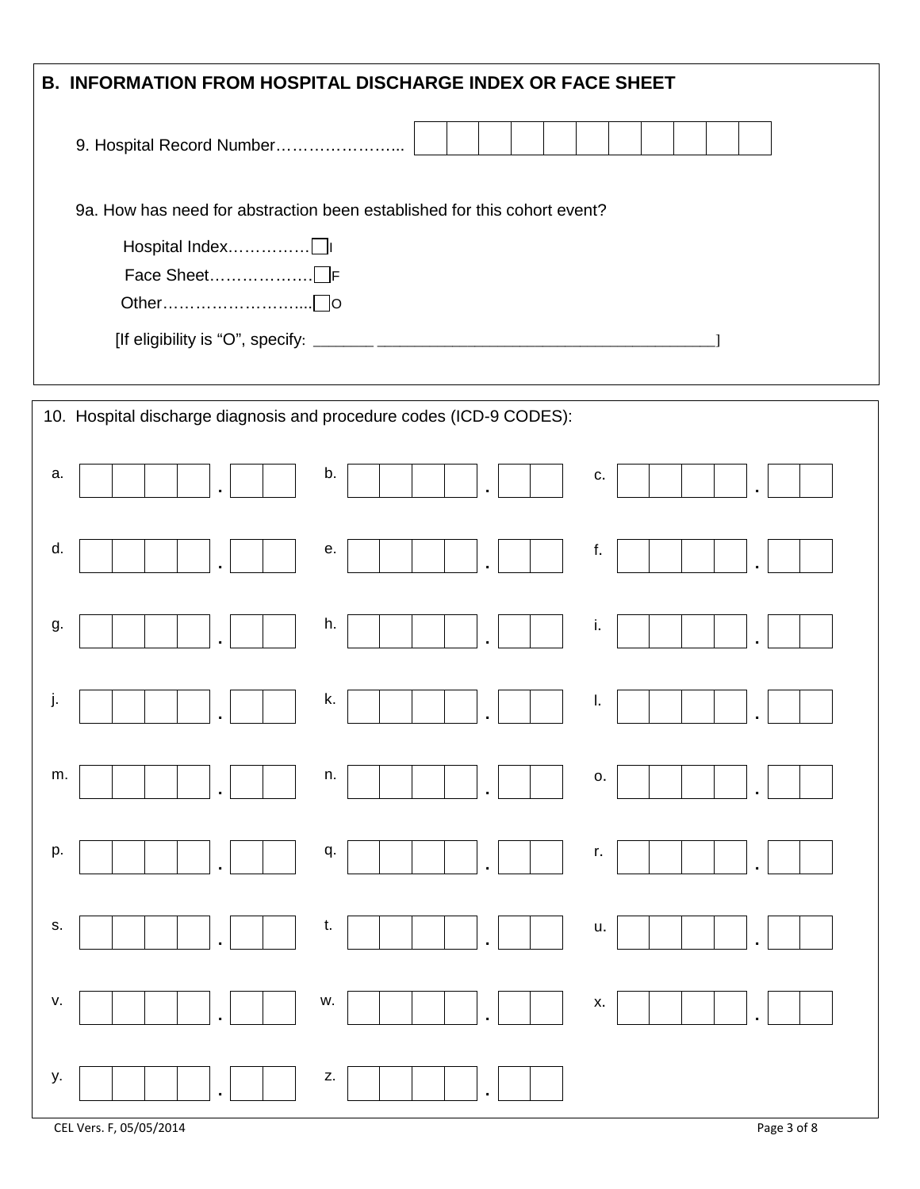## B. INFORMATION FROM HOSPITAL DISCHARGE INDEX OR FACE SHEET

9. Hospital Record Number…………………... | | | | | | | | | | | |

9a. How has need for abstraction been established for this cohort event?

Hospital Index…………… ☐ I

Face Sheet……………… ☐ F

Other……………………... ☐ O

[If eligibility is "O", specify: ______ _____________________________________]

10. Hospital discharge diagnosis and procedure codes (ICD-9 CODES):

a. ☐☐☐☐ . ☐☐  b. ☐☐☐☐ . ☐☐  c. ☐☐☐☐ . ☐☐

d. ☐☐☐☐ . ☐☐  e. ☐☐☐☐ . ☐☐  f. ☐☐☐☐ . ☐☐

g. ☐☐☐☐ . ☐☐  h. ☐☐☐☐ . ☐☐  i. ☐☐☐☐ . ☐☐

j. ☐☐☐☐ . ☐☐  k. ☐☐☐☐ . ☐☐  l. ☐☐☐☐ . ☐☐

m. ☐☐☐☐ . ☐☐  n. ☐☐☐☐ . ☐☐  o. ☐☐☐☐ . ☐☐

p. ☐☐☐☐ . ☐☐  q. ☐☐☐☐ . ☐☐  r. ☐☐☐☐ . ☐☐

s. ☐☐☐☐ . ☐☐  t. ☐☐☐☐ . ☐☐  u. ☐☐☐☐ . ☐☐

v. ☐☐☐☐ . ☐☐  w. ☐☐☐☐ . ☐☐  x. ☐☐☐☐ . ☐☐

y. ☐☐☐☐ . ☐☐  z. ☐☐☐☐ . ☐☐

CEL Vers. F, 05/05/2014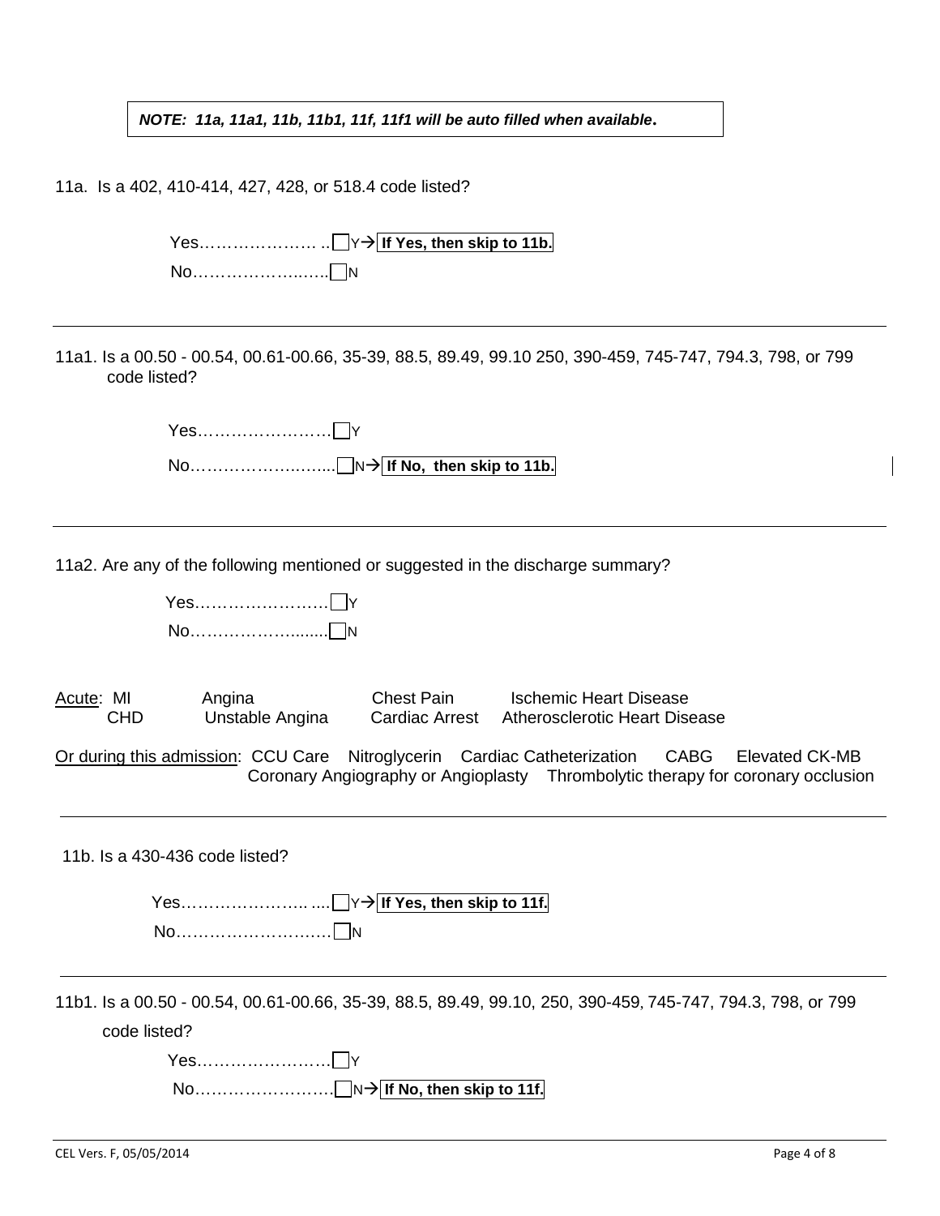> ***NOTE: 11a, 11a1, 11b, 11b1, 11f, 11f1 will be auto filled when available.***

11a. Is a 402, 410-414, 427, 428, or 518.4 code listed?

Yes…………………. .. ☐ Y → **If Yes, then skip to 11b.**

No………………..…… ☐ N

---

11a1. Is a 00.50 - 00.54, 00.61-00.66, 35-39, 88.5, 89.49, 99.10 250, 390-459, 745-747, 794.3, 798, or 799 code listed?

Yes…………………… ☐ Y

No……………….…..... ☐ N → **If No, then skip to 11b.**

---

11a2. Are any of the following mentioned or suggested in the discharge summary?

Yes…………………… ☐ Y

No………………......... ☐ N

Acute: MI, Angina, Chest Pain, Ischemic Heart Disease, CHD, Unstable Angina, Cardiac Arrest, Atherosclerotic Heart Disease

Or during this admission: CCU Care, Nitroglycerin, Cardiac Catheterization, CABG, Elevated CK-MB, Coronary Angiography or Angioplasty, Thrombolytic therapy for coronary occlusion

---

11b. Is a 430-436 code listed?

Yes………………….. .... ☐ Y → **If Yes, then skip to 11f.**

No………………….….. ☐ N

---

11b1. Is a 00.50 - 00.54, 00.61-00.66, 35-39, 88.5, 89.49, 99.10, 250, 390-459, 745-747, 794.3, 798, or 799 code listed?

Yes…………………… ☐ Y

No…………………… ☐ N → **If No, then skip to 11f.**

CEL Vers. F, 05/05/2014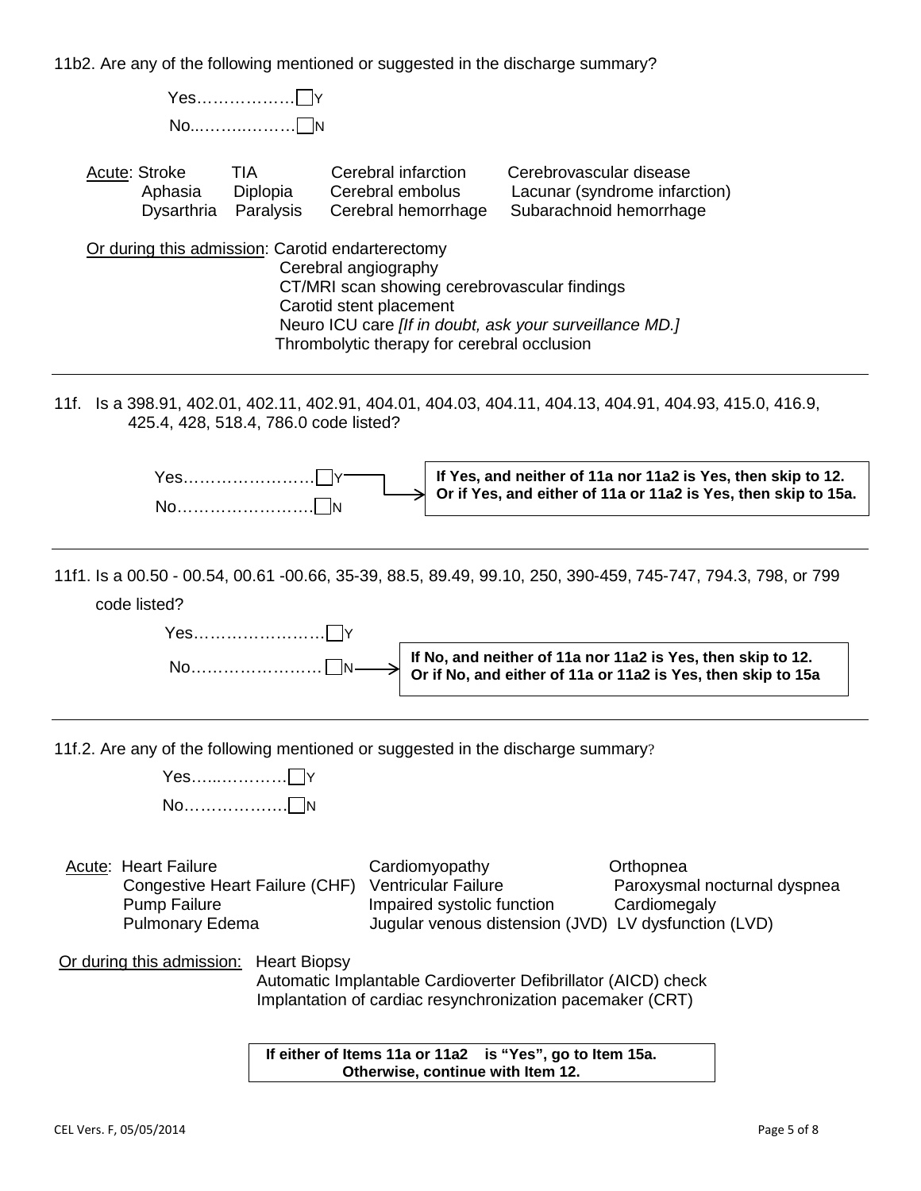11b2. Are any of the following mentioned or suggested in the discharge summary?

Yes………………☐Y

No...……..………☐N

Acute: Stroke, TIA, Cerebral infarction, Cerebrovascular disease, Aphasia, Diplopia, Cerebral embolus, Lacunar (syndrome infarction), Dysarthria, Paralysis, Cerebral hemorrhage, Subarachnoid hemorrhage

Or during this admission: Carotid endarterectomy
Cerebral angiography
CT/MRI scan showing cerebrovascular findings
Carotid stent placement
Neuro ICU care *[If in doubt, ask your surveillance MD.]*
Thrombolytic therapy for cerebral occlusion

---

11f. Is a 398.91, 402.01, 402.11, 402.91, 404.01, 404.03, 404.11, 404.13, 404.91, 404.93, 415.0, 416.9, 425.4, 428, 518.4, 786.0 code listed?

Yes……………………☐Y → **If Yes, and neither of 11a nor 11a2 is Yes, then skip to 12. Or if Yes, and either of 11a or 11a2 is Yes, then skip to 15a.**

No……………………..☐N

---

11f1. Is a 00.50 - 00.54, 00.61 -00.66, 35-39, 88.5, 89.49, 99.10, 250, 390-459, 745-747, 794.3, 798, or 799 code listed?

Yes……………………..☐Y

No…………………… ☐N → **If No, and neither of 11a nor 11a2 is Yes, then skip to 12. Or if No, and either of 11a or 11a2 is Yes, then skip to 15a**

---

11f.2. Are any of the following mentioned or suggested in the discharge summary?

Yes…...…………☐Y

No………………☐N

Acute: Heart Failure, Congestive Heart Failure (CHF), Pump Failure, Pulmonary Edema, Cardiomyopathy, Ventricular Failure, Impaired systolic function, Jugular venous distension (JVD), Orthopnea, Paroxysmal nocturnal dyspnea, Cardiomegaly, LV dysfunction (LVD)

Or during this admission: Heart Biopsy
Automatic Implantable Cardioverter Defibrillator (AICD) check
Implantation of cardiac resynchronization pacemaker (CRT)

**If either of Items 11a or 11a2 is "Yes", go to Item 15a.**
**Otherwise, continue with Item 12.**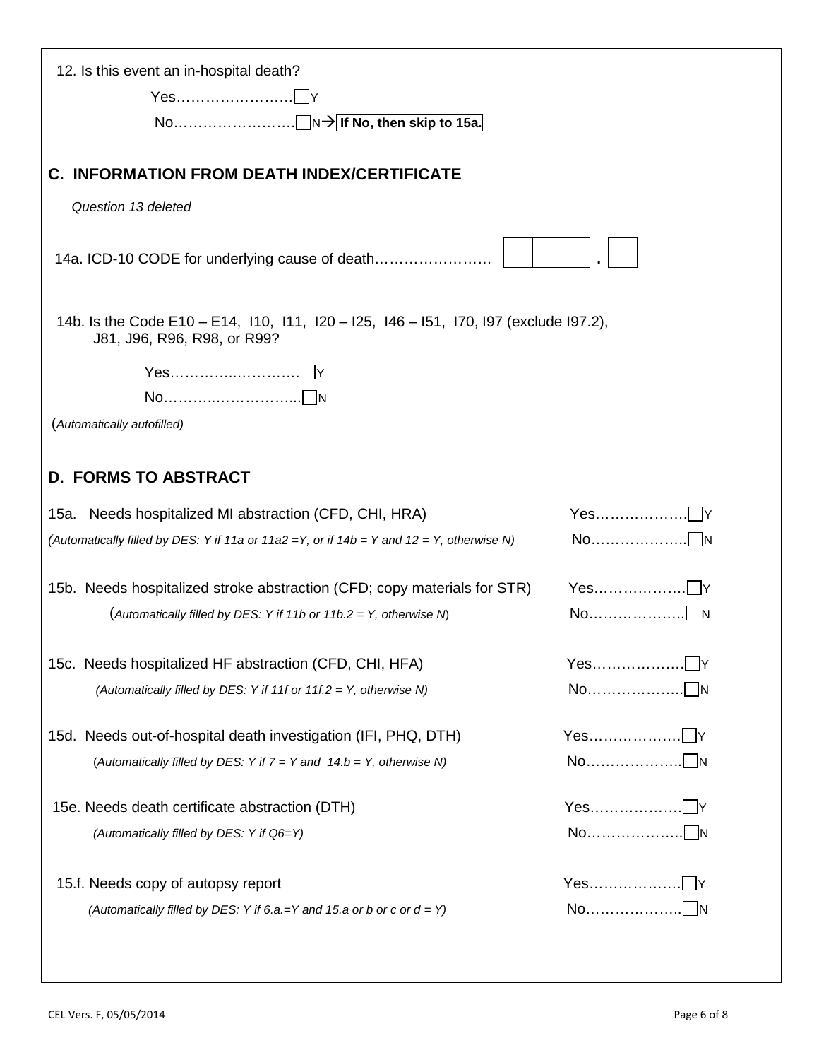12. Is this event an in-hospital death?

Yes……………………☐Y

No……………………☐N→ **If No, then skip to 15a.**

## C. INFORMATION FROM DEATH INDEX/CERTIFICATE

*Question 13 deleted*

14a. ICD-10 CODE for underlying cause of death…………………… ☐☐☐ . ☐

14b. Is the Code E10 – E14, I10, I11, I20 – I25, I46 – I51, I70, I97 (exclude I97.2), J81, J96, R96, R98, or R99?

Yes……………………☐Y

No……………………☐N

(*Automatically autofilled)*

## D. FORMS TO ABSTRACT

15a. Needs hospitalized MI abstraction (CFD, CHI, HRA) — Yes………………☐Y / No………………☐N

*(Automatically filled by DES: Y if 11a or 11a2 =Y, or if 14b = Y and 12 = Y, otherwise N)*

15b. Needs hospitalized stroke abstraction (CFD; copy materials for STR) — Yes………………☐Y / No………………☐N

(*Automatically filled by DES: Y if 11b or 11b.2 = Y, otherwise N*)

15c. Needs hospitalized HF abstraction (CFD, CHI, HFA) — Yes………………☐Y / No………………☐N

*(Automatically filled by DES: Y if 11f or 11f.2 = Y, otherwise N)*

15d. Needs out-of-hospital death investigation (IFI, PHQ, DTH) — Yes………………☐Y / No………………☐N

(*Automatically filled by DES: Y if 7 = Y and 14.b = Y, otherwise N)*

15e. Needs death certificate abstraction (DTH) — Yes………………☐Y / No………………☐N

*(Automatically filled by DES: Y if Q6=Y)*

15.f. Needs copy of autopsy report — Yes………………☐Y / No………………☐N

*(Automatically filled by DES: Y if 6.a.=Y and 15.a or b or c or d = Y)*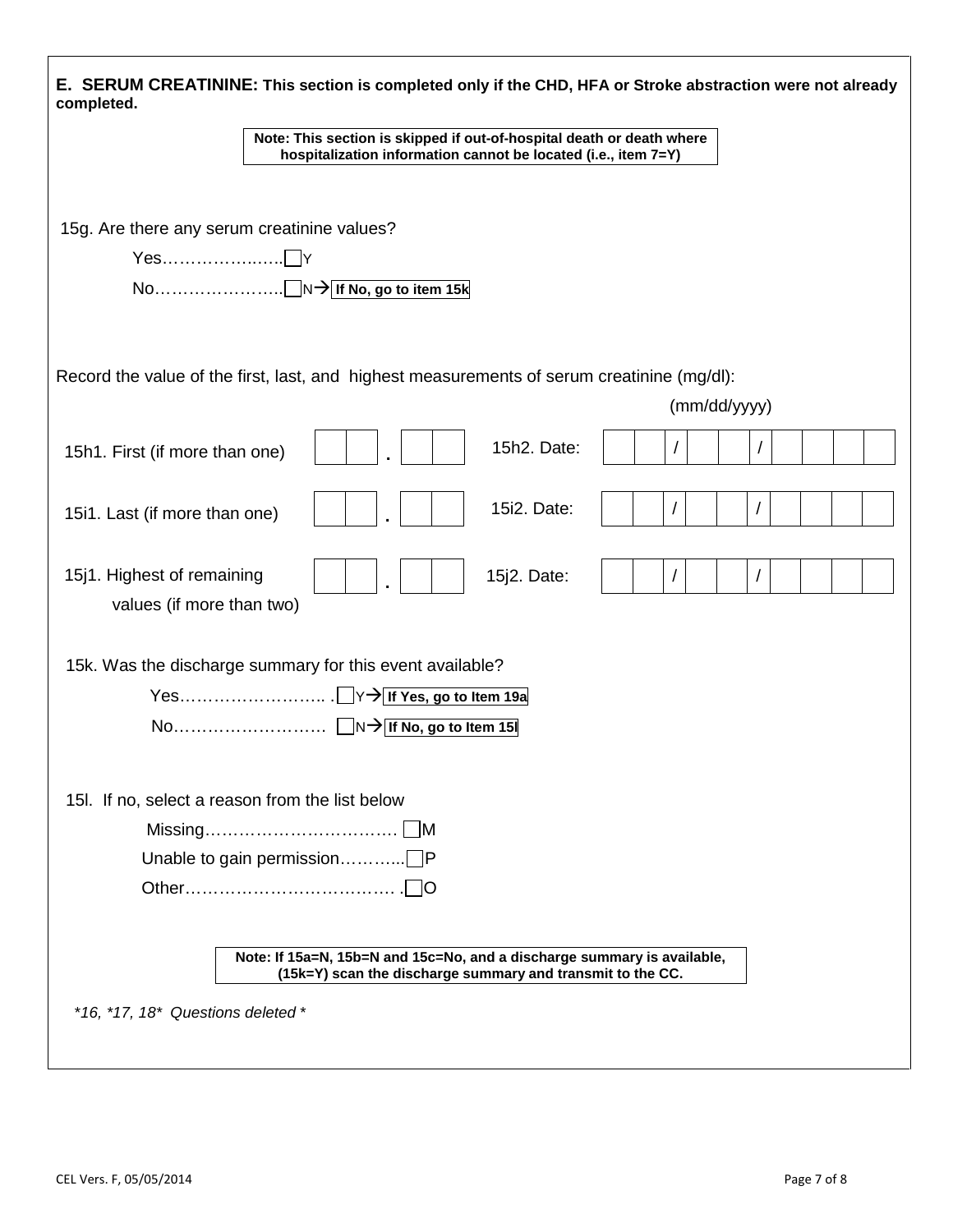**E. SERUM CREATININE: This section is completed only if the CHD, HFA or Stroke abstraction were not already completed.**

**Note: This section is skipped if out-of-hospital death or death where hospitalization information cannot be located (i.e., item 7=Y)**

15g. Are there any serum creatinine values?

- Yes………………..…..☐ Y
- No…………………..☐ N→ **If No, go to item 15k**

Record the value of the first, last, and highest measurements of serum creatinine (mg/dl):

| | Value | | Date (mm/dd/yyyy) |
|---|---|---|---|
| 15h1. First (if more than one) | ☐☐.☐☐ | 15h2. Date: | ☐☐/☐☐/☐☐☐☐ |
| 15i1. Last (if more than one) | ☐☐.☐☐ | 15i2. Date: | ☐☐/☐☐/☐☐☐☐ |
| 15j1. Highest of remaining values (if more than two) | ☐☐.☐☐ | 15j2. Date: | ☐☐/☐☐/☐☐☐☐ |

15k. Was the discharge summary for this event available?

- Yes…………………….. .☐ Y→ **If Yes, go to Item 19a**
- No……………………… ☐ N→ **If No, go to Item 15l**

15l. If no, select a reason from the list below

- Missing……………………………. ☐ M
- Unable to gain permission………...☐ P
- Other………………………………. .☐ O

**Note: If 15a=N, 15b=N and 15c=No, and a discharge summary is available, (15k=Y) scan the discharge summary and transmit to the CC.**

*\*16, \*17, 18\* Questions deleted \**

CEL Vers. F, 05/05/2014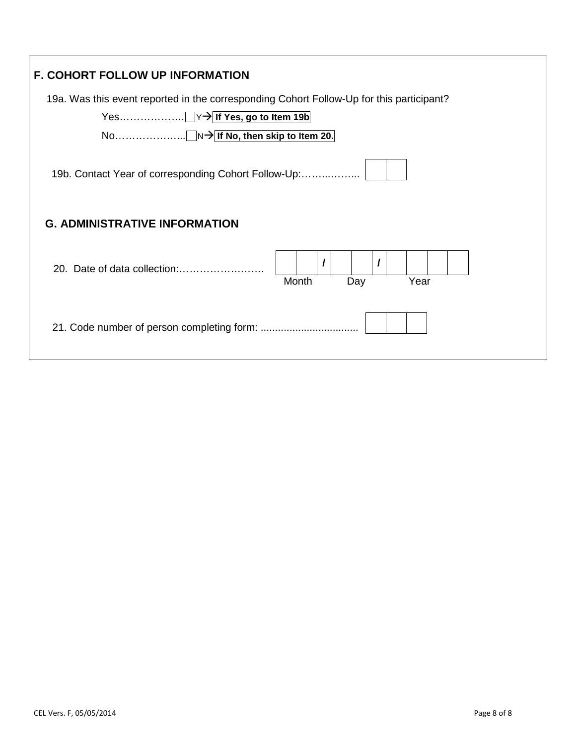## F. COHORT FOLLOW UP INFORMATION

19a. Was this event reported in the corresponding Cohort Follow-Up for this participant?

Yes………………. ☐ Y→ **If Yes, go to Item 19b**

No……………….. ☐ N→ **If No, then skip to Item 20.**

19b. Contact Year of corresponding Cohort Follow-Up:……..…….. ☐☐

## G. ADMINISTRATIVE INFORMATION

20. Date of data collection:…………………..… ☐☐ / ☐☐ / ☐☐☐☐
Month Day Year

21. Code number of person completing form: .................................. ☐☐☐

CEL Vers. F, 05/05/2014